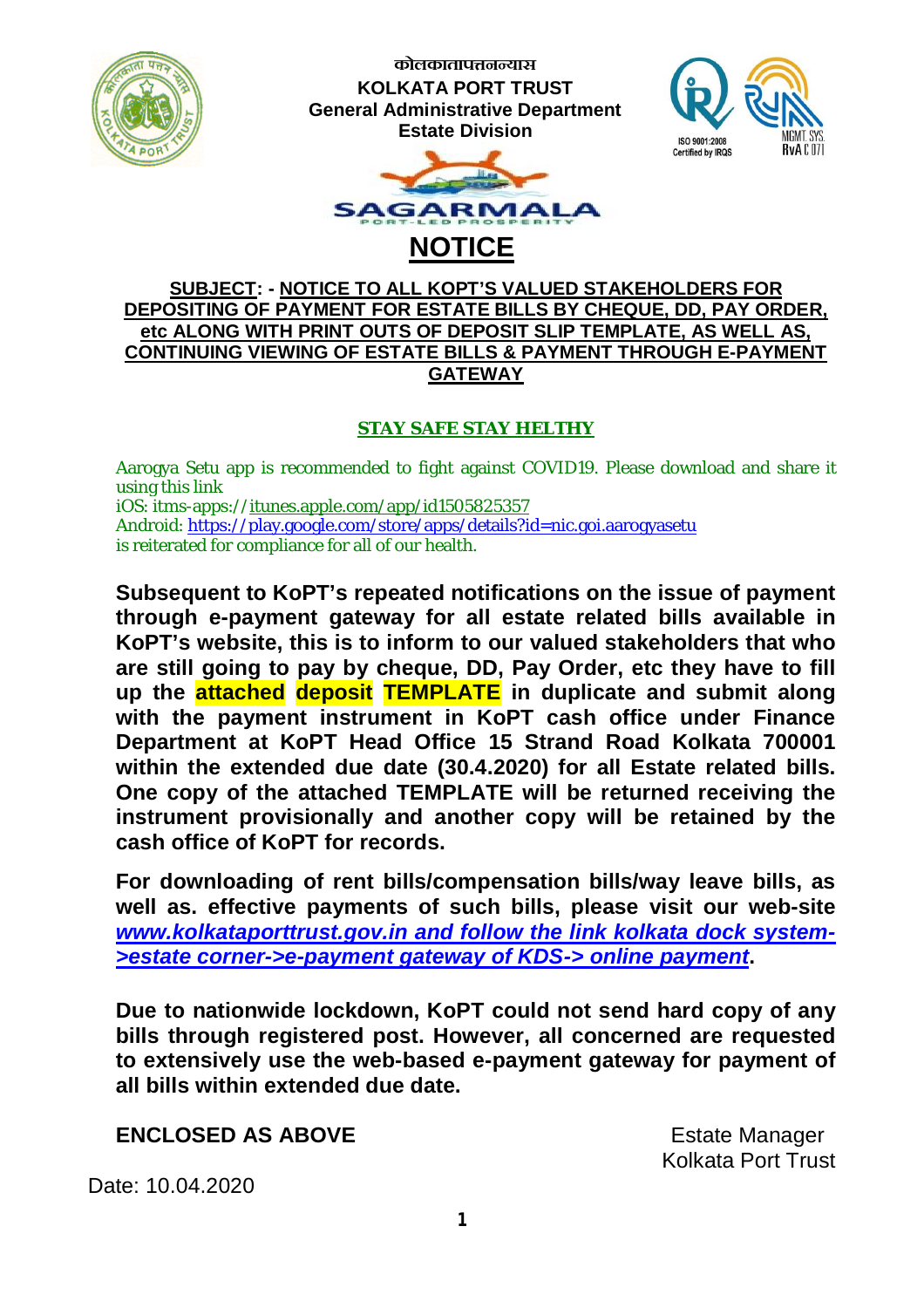कोलकातापत्तनन्यास

**KOLKATA PORT TRUST**
**General Administrative Department**
**Estate Division**

SAGARMALA
PORT-LED PROSPERITY

# NOTICE

**SUBJECT: - NOTICE TO ALL KOPT'S VALUED STAKEHOLDERS FOR DEPOSITING OF PAYMENT FOR ESTATE BILLS BY CHEQUE, DD, PAY ORDER, etc ALONG WITH PRINT OUTS OF DEPOSIT SLIP TEMPLATE, AS WELL AS, CONTINUING VIEWING OF ESTATE BILLS & PAYMENT THROUGH E-PAYMENT GATEWAY**

**STAY SAFE STAY HELTHY**

Aarogya Setu app is recommended to fight against COVID19. Please download and share it using this link
iOS: itms-apps://itunes.apple.com/app/id1505825357
Android: https://play.google.com/store/apps/details?id=nic.goi.aarogyasetu
is reiterated for compliance for all of our health.

**Subsequent to KoPT's repeated notifications on the issue of payment through e-payment gateway for all estate related bills available in KoPT's website, this is to inform to our valued stakeholders that who are still going to pay by cheque, DD, Pay Order, etc they have to fill up the attached deposit TEMPLATE in duplicate and submit along with the payment instrument in KoPT cash office under Finance Department at KoPT Head Office 15 Strand Road Kolkata 700001 within the extended due date (30.4.2020) for all Estate related bills. One copy of the attached TEMPLATE will be returned receiving the instrument provisionally and another copy will be retained by the cash office of KoPT for records.**

**For downloading of rent bills/compensation bills/way leave bills, as well as. effective payments of such bills, please visit our web-site *www.kolkataporttrust.gov.in and follow the link kolkata dock system->estate corner->e-payment gateway of KDS-> online payment*.**

**Due to nationwide lockdown, KoPT could not send hard copy of any bills through registered post. However, all concerned are requested to extensively use the web-based e-payment gateway for payment of all bills within extended due date.**

**ENCLOSED AS ABOVE**

Estate Manager
Kolkata Port Trust

Date: 10.04.2020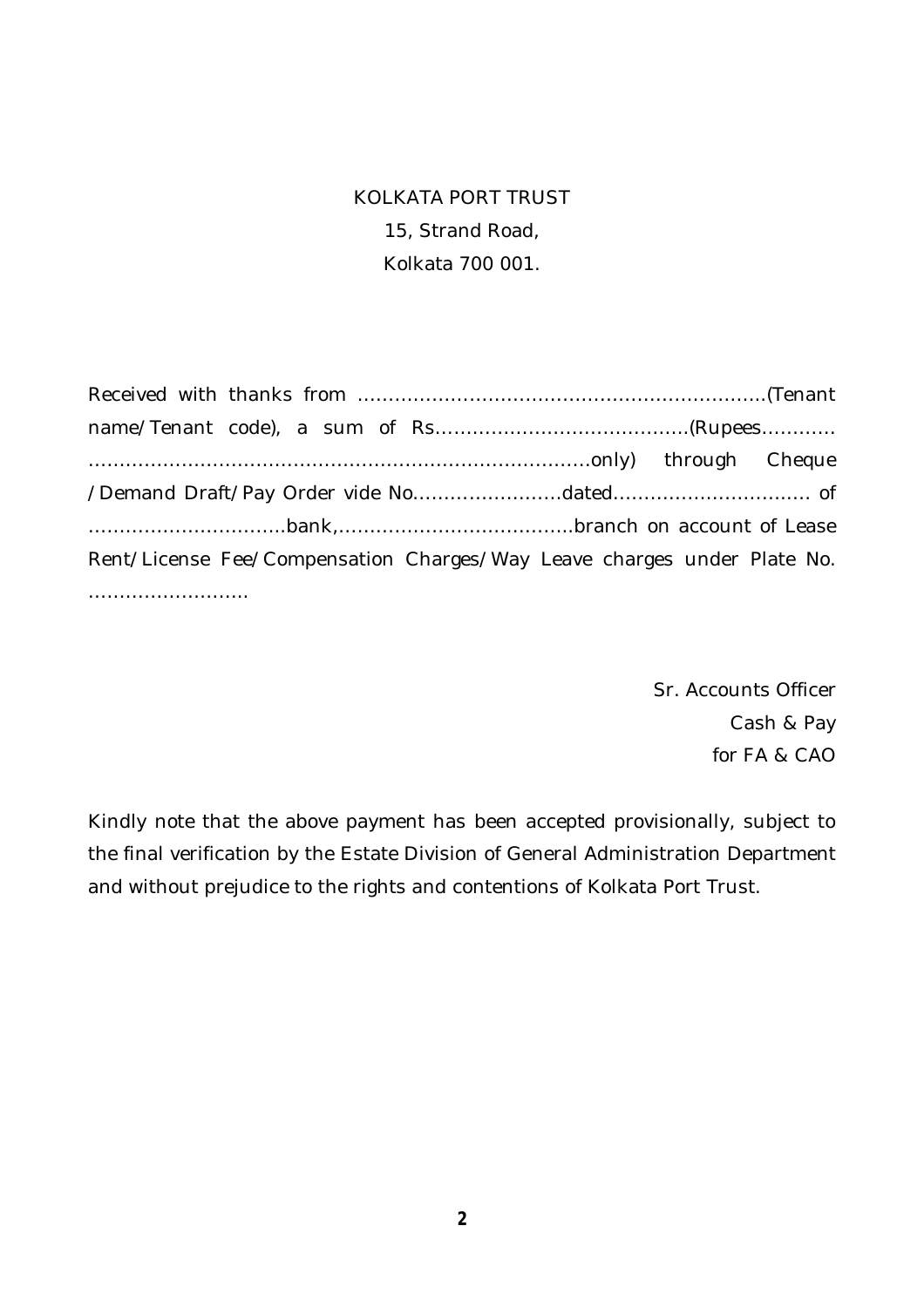KOLKATA PORT TRUST
15, Strand Road,
Kolkata 700 001.

Received with thanks from ………………………………………………………….(Tenant name/Tenant code), a sum of Rs………………………………….(Rupees………… ……………………………………………………………………only) through Cheque /Demand Draft/Pay Order vide No……………………dated…………………………… of …………………………..bank,…………………………………branch on account of Lease Rent/License Fee/Compensation Charges/Way Leave charges under Plate No. ……………………..

Sr. Accounts Officer
Cash & Pay
for FA & CAO

Kindly note that the above payment has been accepted provisionally, subject to the final verification by the Estate Division of General Administration Department and without prejudice to the rights and contentions of Kolkata Port Trust.